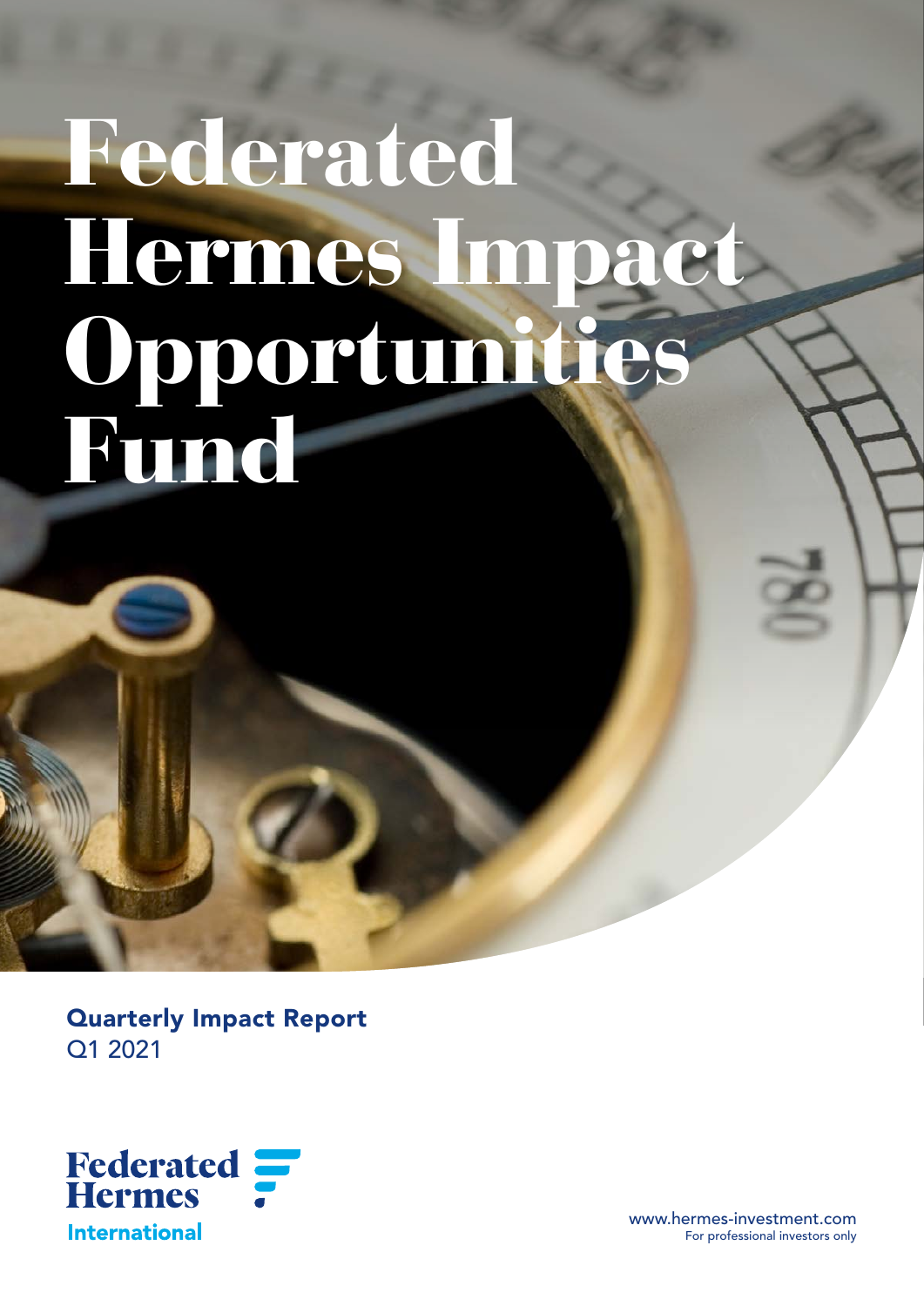# Federated Hermes Impact Opportunities Fund

**Quarterly Impact Report**
Q1 2021

Federated Hermes International

www.hermes-investment.com
For professional investors only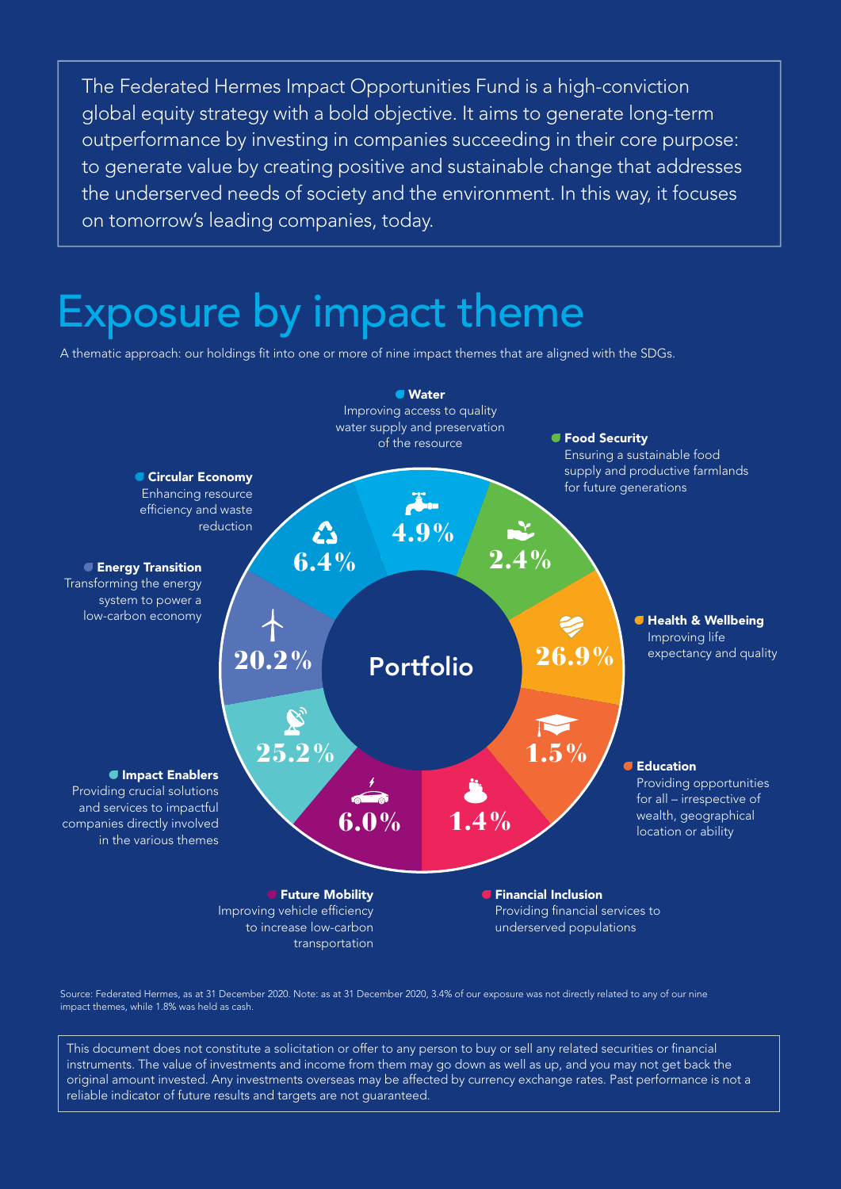The Federated Hermes Impact Opportunities Fund is a high-conviction global equity strategy with a bold objective. It aims to generate long-term outperformance by investing in companies succeeding in their core purpose: to generate value by creating positive and sustainable change that addresses the underserved needs of society and the environment. In this way, it focuses on tomorrow's leading companies, today.

# Exposure by impact theme

A thematic approach: our holdings fit into one or more of nine impact themes that are aligned with the SDGs.

| Impact theme | Description | Exposure |
| --- | --- | --- |
| **Water** | Improving access to quality water supply and preservation of the resource | 4.9% |
| **Food Security** | Ensuring a sustainable food supply and productive farmlands for future generations | 2.4% |
| **Health & Wellbeing** | Improving life expectancy and quality | 26.9% |
| **Education** | Providing opportunities for all – irrespective of wealth, geographical location or ability | 1.5% |
| **Financial Inclusion** | Providing financial services to underserved populations | 1.4% |
| **Future Mobility** | Improving vehicle efficiency to increase low-carbon transportation | 6.0% |
| **Impact Enablers** | Providing crucial solutions and services to impactful companies directly involved in the various themes | 25.2% |
| **Energy Transition** | Transforming the energy system to power a low-carbon economy | 20.2% |
| **Circular Economy** | Enhancing resource efficiency and waste reduction | 6.4% |

Source: Federated Hermes, as at 31 December 2020. Note: as at 31 December 2020, 3.4% of our exposure was not directly related to any of our nine impact themes, while 1.8% was held as cash.

This document does not constitute a solicitation or offer to any person to buy or sell any related securities or financial instruments. The value of investments and income from them may go down as well as up, and you may not get back the original amount invested. Any investments overseas may be affected by currency exchange rates. Past performance is not a reliable indicator of future results and targets are not guaranteed.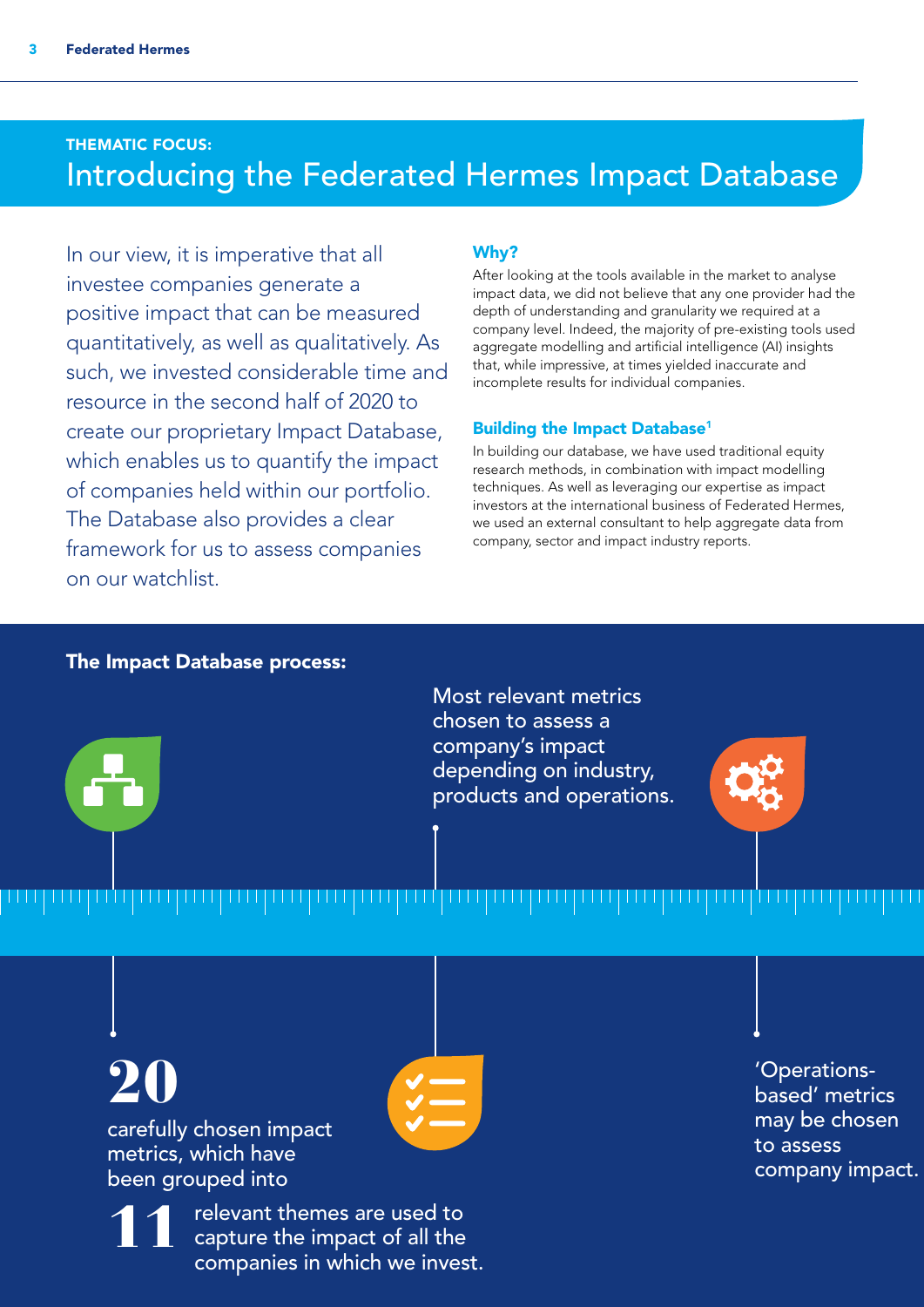THEMATIC FOCUS:

# Introducing the Federated Hermes Impact Database

In our view, it is imperative that all investee companies generate a positive impact that can be measured quantitatively, as well as qualitatively. As such, we invested considerable time and resource in the second half of 2020 to create our proprietary Impact Database, which enables us to quantify the impact of companies held within our portfolio. The Database also provides a clear framework for us to assess companies on our watchlist.

### Why?

After looking at the tools available in the market to analyse impact data, we did not believe that any one provider had the depth of understanding and granularity we required at a company level. Indeed, the majority of pre-existing tools used aggregate modelling and artificial intelligence (AI) insights that, while impressive, at times yielded inaccurate and incomplete results for individual companies.

### Building the Impact Database[1]

In building our database, we have used traditional equity research methods, in combination with impact modelling techniques. As well as leveraging our expertise as impact investors at the international business of Federated Hermes, we used an external consultant to help aggregate data from company, sector and impact industry reports.

### The Impact Database process:

**20** carefully chosen impact metrics, which have been grouped into

**11** relevant themes are used to capture the impact of all the companies in which we invest.

Most relevant metrics chosen to assess a company's impact depending on industry, products and operations.

'Operations-based' metrics may be chosen to assess company impact.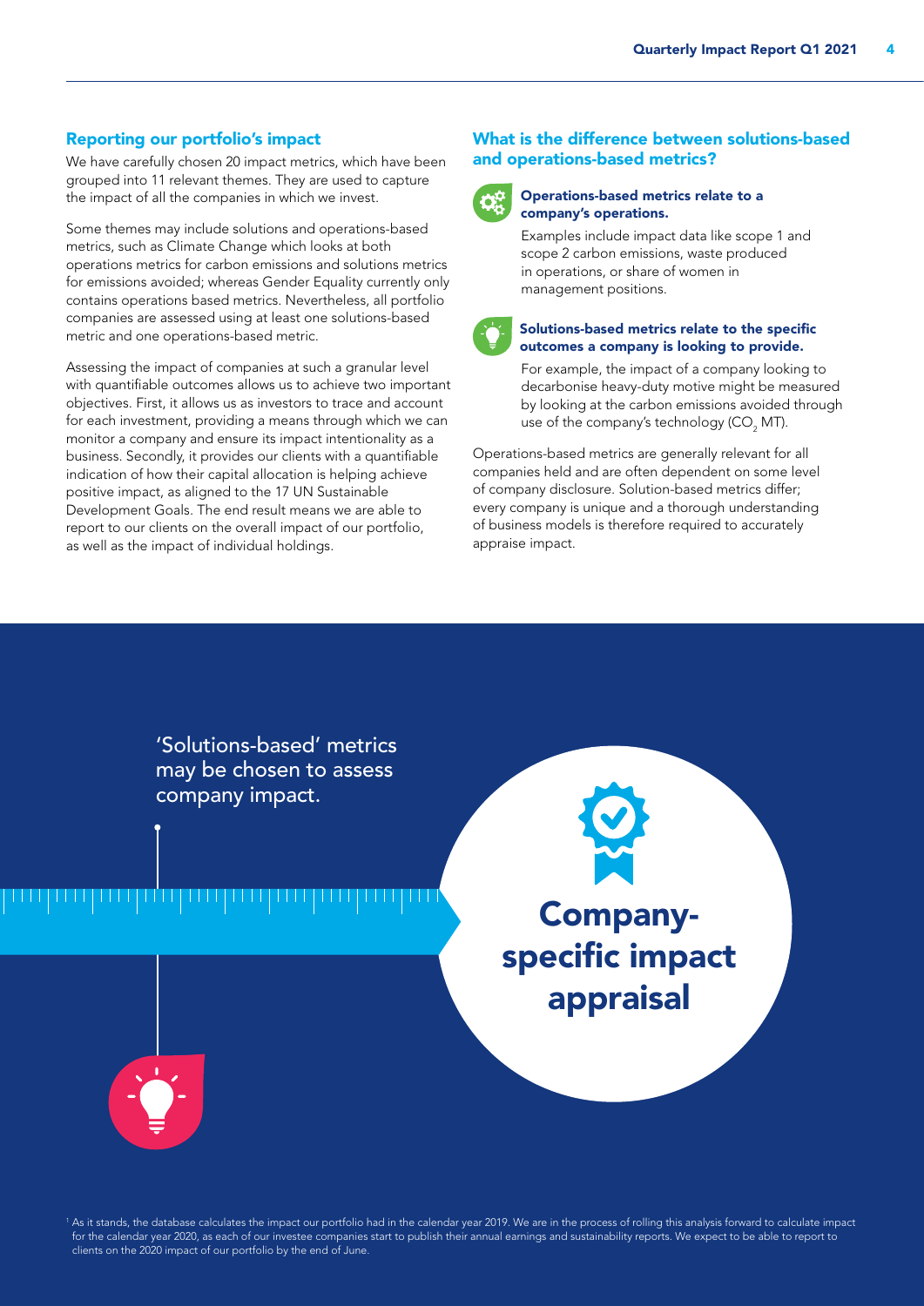## Reporting our portfolio's impact

We have carefully chosen 20 impact metrics, which have been grouped into 11 relevant themes. They are used to capture the impact of all the companies in which we invest.

Some themes may include solutions and operations-based metrics, such as Climate Change which looks at both operations metrics for carbon emissions and solutions metrics for emissions avoided; whereas Gender Equality currently only contains operations based metrics. Nevertheless, all portfolio companies are assessed using at least one solutions-based metric and one operations-based metric.

Assessing the impact of companies at such a granular level with quantifiable outcomes allows us to achieve two important objectives. First, it allows us as investors to trace and account for each investment, providing a means through which we can monitor a company and ensure its impact intentionality as a business. Secondly, it provides our clients with a quantifiable indication of how their capital allocation is helping achieve positive impact, as aligned to the 17 UN Sustainable Development Goals. The end result means we are able to report to our clients on the overall impact of our portfolio, as well as the impact of individual holdings.

## What is the difference between solutions-based and operations-based metrics?

**Operations-based metrics relate to a company's operations.**

Examples include impact data like scope 1 and scope 2 carbon emissions, waste produced in operations, or share of women in management positions.

**Solutions-based metrics relate to the specific outcomes a company is looking to provide.**

For example, the impact of a company looking to decarbonise heavy-duty motive might be measured by looking at the carbon emissions avoided through use of the company's technology ($CO_2$ MT).

Operations-based metrics are generally relevant for all companies held and are often dependent on some level of company disclosure. Solution-based metrics differ; every company is unique and a thorough understanding of business models is therefore required to accurately appraise impact.

'Solutions-based' metrics may be chosen to assess company impact.

**Company-specific impact appraisal**

[1] As it stands, the database calculates the impact our portfolio had in the calendar year 2019. We are in the process of rolling this analysis forward to calculate impact for the calendar year 2020, as each of our investee companies start to publish their annual earnings and sustainability reports. We expect to be able to report to clients on the 2020 impact of our portfolio by the end of June.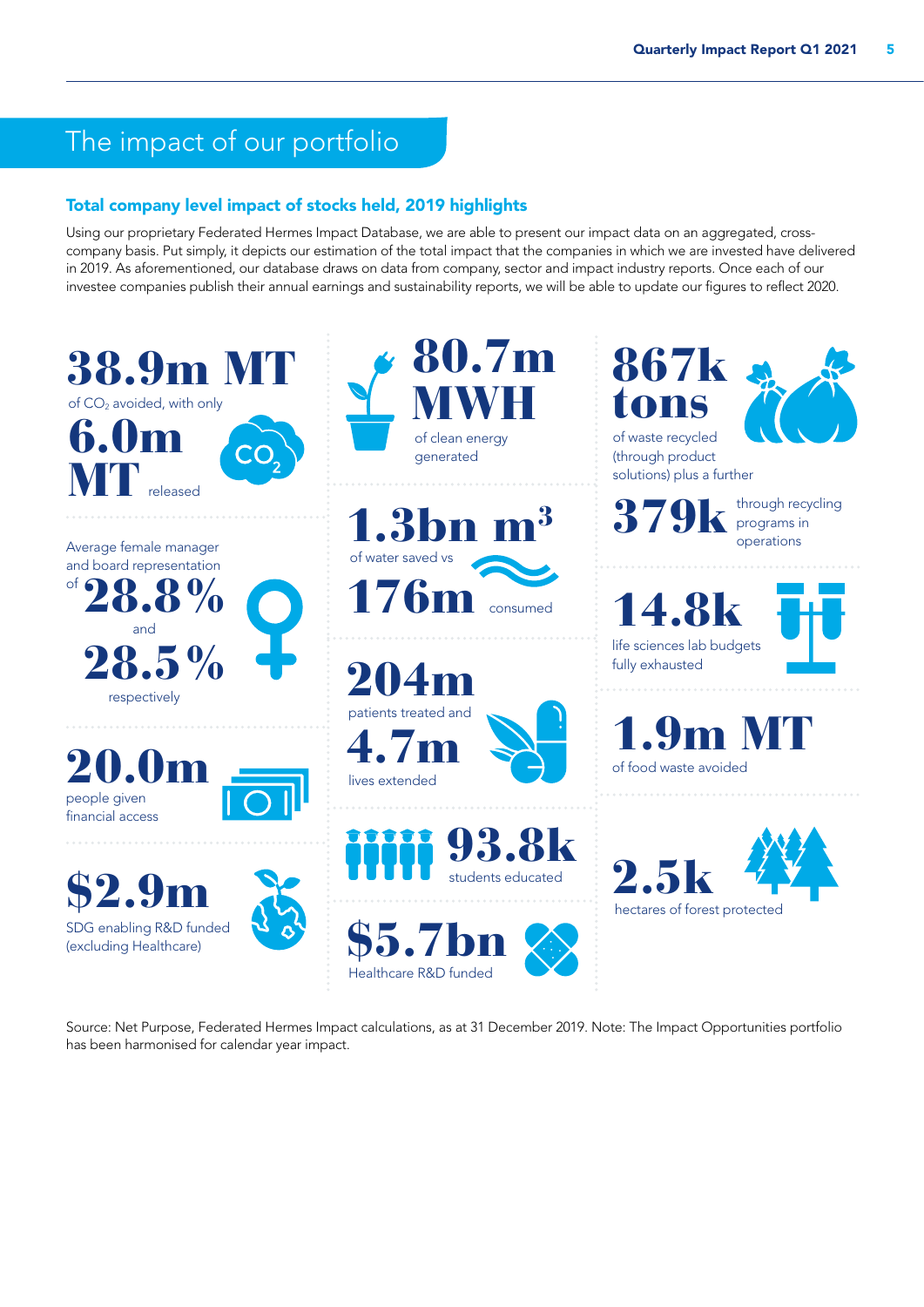## The impact of our portfolio

### Total company level impact of stocks held, 2019 highlights

Using our proprietary Federated Hermes Impact Database, we are able to present our impact data on an aggregated, cross-company basis. Put simply, it depicts our estimation of the total impact that the companies in which we are invested have delivered in 2019. As aforementioned, our database draws on data from company, sector and impact industry reports. Once each of our investee companies publish their annual earnings and sustainability reports, we will be able to update our figures to reflect 2020.

**38.9m MT** of $CO_2$ avoided, with only **6.0m MT** released

Average female manager and board representation of **28.8%** and **28.5%** respectively

**20.0m** people given financial access

**$2.9m** SDG enabling R&D funded (excluding Healthcare)

**80.7m MWH** of clean energy generated

**1.3bn m³** of water saved vs **176m** consumed

**204m** patients treated and **4.7m** lives extended

**93.8k** students educated

**$5.7bn** Healthcare R&D funded

**867k tons** of waste recycled (through product solutions) plus a further **379k** through recycling programs in operations

**14.8k** life sciences lab budgets fully exhausted

**1.9m MT** of food waste avoided

**2.5k** hectares of forest protected

Source: Net Purpose, Federated Hermes Impact calculations, as at 31 December 2019. Note: The Impact Opportunities portfolio has been harmonised for calendar year impact.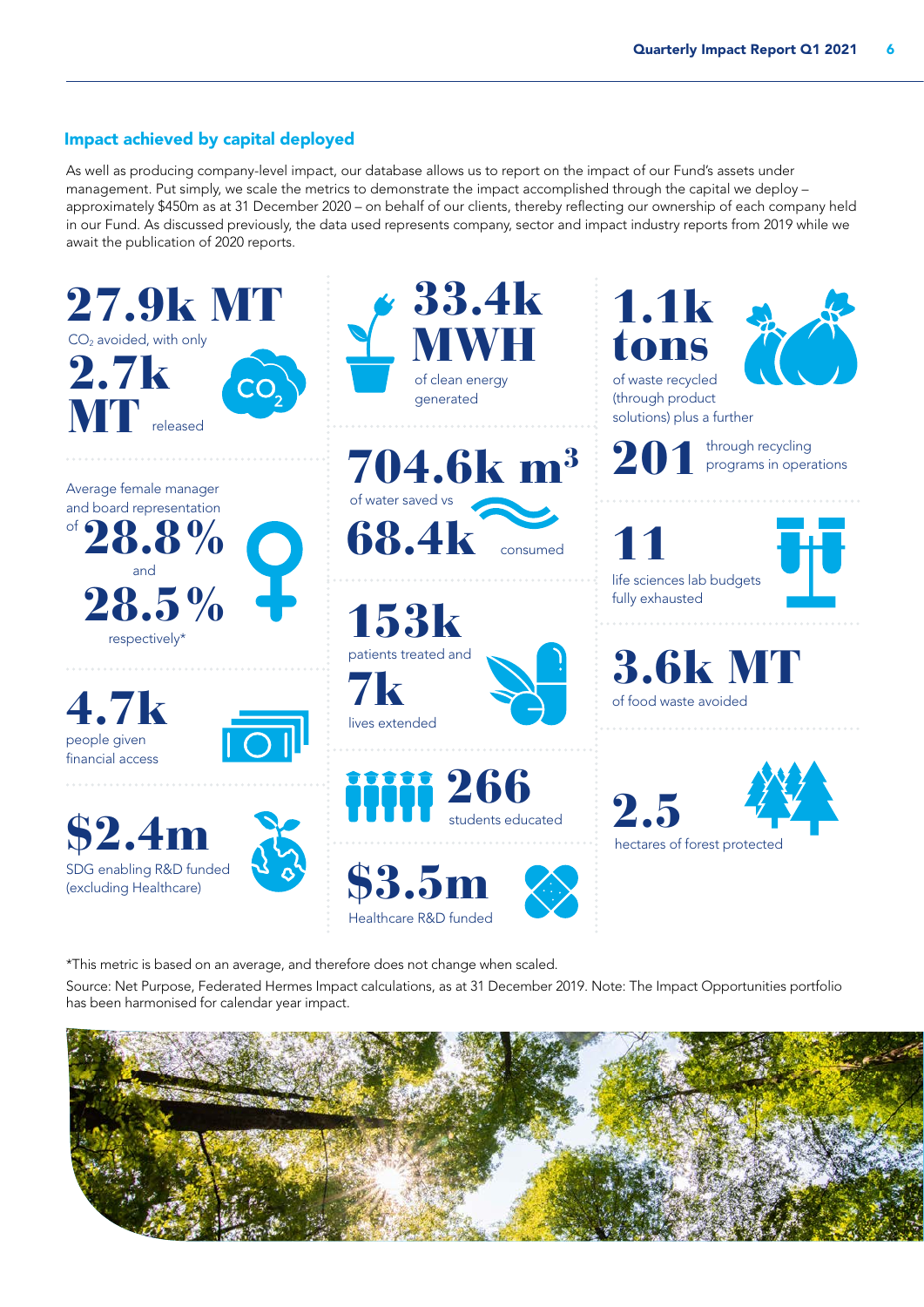## Impact achieved by capital deployed

As well as producing company-level impact, our database allows us to report on the impact of our Fund's assets under management. Put simply, we scale the metrics to demonstrate the impact accomplished through the capital we deploy – approximately $450m as at 31 December 2020 – on behalf of our clients, thereby reflecting our ownership of each company held in our Fund. As discussed previously, the data used represents company, sector and impact industry reports from 2019 while we await the publication of 2020 reports.

**27.9k MT**
$CO_2$ avoided, with only
**2.7k MT** released

**Average female manager and board representation of 28.8% and 28.5% respectively***

**4.7k**
people given financial access

**$2.4m**
SDG enabling R&D funded (excluding Healthcare)

**33.4k MWH**
of clean energy generated

**704.6k m³**
of water saved vs
**68.4k** consumed

**153k**
patients treated and
**7k**
lives extended

**266**
students educated

**$3.5m**
Healthcare R&D funded

**1.1k tons**
of waste recycled (through product solutions) plus a further
**201** through recycling programs in operations

**11**
life sciences lab budgets fully exhausted

**3.6k MT**
of food waste avoided

**2.5**
hectares of forest protected

*This metric is based on an average, and therefore does not change when scaled.

Source: Net Purpose, Federated Hermes Impact calculations, as at 31 December 2019. Note: The Impact Opportunities portfolio has been harmonised for calendar year impact.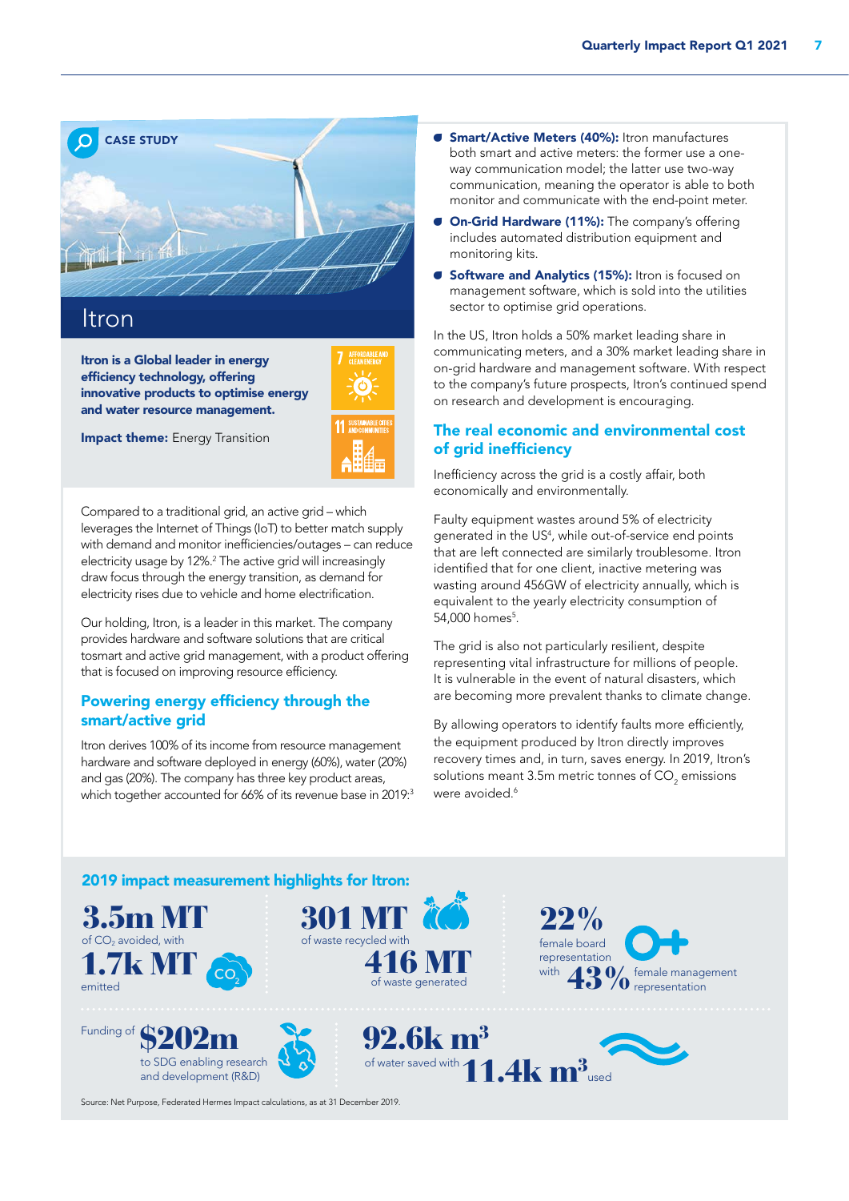CASE STUDY

# Itron

**Itron is a Global leader in energy efficiency technology, offering innovative products to optimise energy and water resource management.**

**Impact theme:** Energy Transition

7 AFFORDABLE AND CLEAN ENERGY

11 SUSTAINABLE CITIES AND COMMUNITIES

Compared to a traditional grid, an active grid – which leverages the Internet of Things (IoT) to better match supply with demand and monitor inefficiencies/outages – can reduce electricity usage by 12%.[2] The active grid will increasingly draw focus through the energy transition, as demand for electricity rises due to vehicle and home electrification.

Our holding, Itron, is a leader in this market. The company provides hardware and software solutions that are critical tosmart and active grid management, with a product offering that is focused on improving resource efficiency.

## Powering energy efficiency through the smart/active grid

Itron derives 100% of its income from resource management hardware and software deployed in energy (60%), water (20%) and gas (20%). The company has three key product areas, which together accounted for 66% of its revenue base in 2019:[3]

- **Smart/Active Meters (40%):** Itron manufactures both smart and active meters: the former use a one-way communication model; the latter use two-way communication, meaning the operator is able to both monitor and communicate with the end-point meter.
- **On-Grid Hardware (11%):** The company's offering includes automated distribution equipment and monitoring kits.
- **Software and Analytics (15%):** Itron is focused on management software, which is sold into the utilities sector to optimise grid operations.

In the US, Itron holds a 50% market leading share in communicating meters, and a 30% market leading share in on-grid hardware and management software. With respect to the company's future prospects, Itron's continued spend on research and development is encouraging.

## The real economic and environmental cost of grid inefficiency

Inefficiency across the grid is a costly affair, both economically and environmentally.

Faulty equipment wastes around 5% of electricity generated in the US[4], while out-of-service end points that are left connected are similarly troublesome. Itron identified that for one client, inactive metering was wasting around 456GW of electricity annually, which is equivalent to the yearly electricity consumption of 54,000 homes[5].

The grid is also not particularly resilient, despite representing vital infrastructure for millions of people. It is vulnerable in the event of natural disasters, which are becoming more prevalent thanks to climate change.

By allowing operators to identify faults more efficiently, the equipment produced by Itron directly improves recovery times and, in turn, saves energy. In 2019, Itron's solutions meant 3.5m metric tonnes of $CO_2$ emissions were avoided.[6]

## 2019 impact measurement highlights for Itron:

**3.5m MT** of $CO_2$ avoided, with **1.7k MT** emitted

**301 MT** of waste recycled with **416 MT** of waste generated

**22%** female board representation with **43%** female management representation

Funding of **$202m** to SDG enabling research and development (R&D)

**92.6k m³** of water saved with **11.4k m³** used

Source: Net Purpose, Federated Hermes Impact calculations, as at 31 December 2019.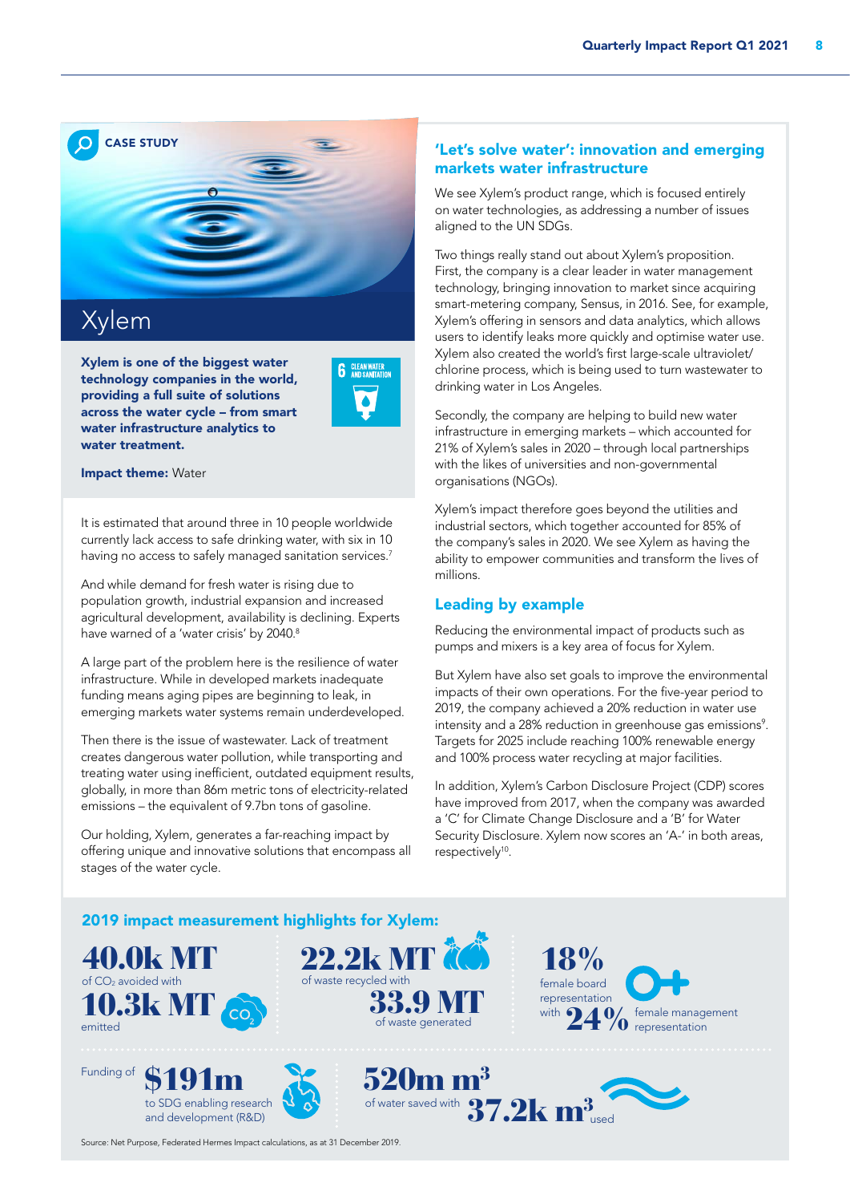CASE STUDY

# Xylem

**Xylem is one of the biggest water technology companies in the world, providing a full suite of solutions across the water cycle – from smart water infrastructure analytics to water treatment.**

6 CLEAN WATER AND SANITATION

**Impact theme:** Water

It is estimated that around three in 10 people worldwide currently lack access to safe drinking water, with six in 10 having no access to safely managed sanitation services.[7]

And while demand for fresh water is rising due to population growth, industrial expansion and increased agricultural development, availability is declining. Experts have warned of a 'water crisis' by 2040.[8]

A large part of the problem here is the resilience of water infrastructure. While in developed markets inadequate funding means aging pipes are beginning to leak, in emerging markets water systems remain underdeveloped.

Then there is the issue of wastewater. Lack of treatment creates dangerous water pollution, while transporting and treating water using inefficient, outdated equipment results, globally, in more than 86m metric tons of electricity-related emissions – the equivalent of 9.7bn tons of gasoline.

Our holding, Xylem, generates a far-reaching impact by offering unique and innovative solutions that encompass all stages of the water cycle.

## 'Let's solve water': innovation and emerging markets water infrastructure

We see Xylem's product range, which is focused entirely on water technologies, as addressing a number of issues aligned to the UN SDGs.

Two things really stand out about Xylem's proposition. First, the company is a clear leader in water management technology, bringing innovation to market since acquiring smart-metering company, Sensus, in 2016. See, for example, Xylem's offering in sensors and data analytics, which allows users to identify leaks more quickly and optimise water use. Xylem also created the world's first large-scale ultraviolet/chlorine process, which is being used to turn wastewater to drinking water in Los Angeles.

Secondly, the company are helping to build new water infrastructure in emerging markets – which accounted for 21% of Xylem's sales in 2020 – through local partnerships with the likes of universities and non-governmental organisations (NGOs).

Xylem's impact therefore goes beyond the utilities and industrial sectors, which together accounted for 85% of the company's sales in 2020. We see Xylem as having the ability to empower communities and transform the lives of millions.

## Leading by example

Reducing the environmental impact of products such as pumps and mixers is a key area of focus for Xylem.

But Xylem have also set goals to improve the environmental impacts of their own operations. For the five-year period to 2019, the company achieved a 20% reduction in water use intensity and a 28% reduction in greenhouse gas emissions[9]. Targets for 2025 include reaching 100% renewable energy and 100% process water recycling at major facilities.

In addition, Xylem's Carbon Disclosure Project (CDP) scores have improved from 2017, when the company was awarded a 'C' for Climate Change Disclosure and a 'B' for Water Security Disclosure. Xylem now scores an 'A-' in both areas, respectively[10].

## 2019 impact measurement highlights for Xylem:

**40.0k MT** of $CO_2$ avoided with **10.3k MT** emitted

**22.2k MT** of waste recycled with **33.9 MT** of waste generated

**18%** female board representation with **24%** female management representation

Funding of **$191m** to SDG enabling research and development (R&D)

**520m m³** of water saved with **37.2k m³** used

Source: Net Purpose, Federated Hermes Impact calculations, as at 31 December 2019.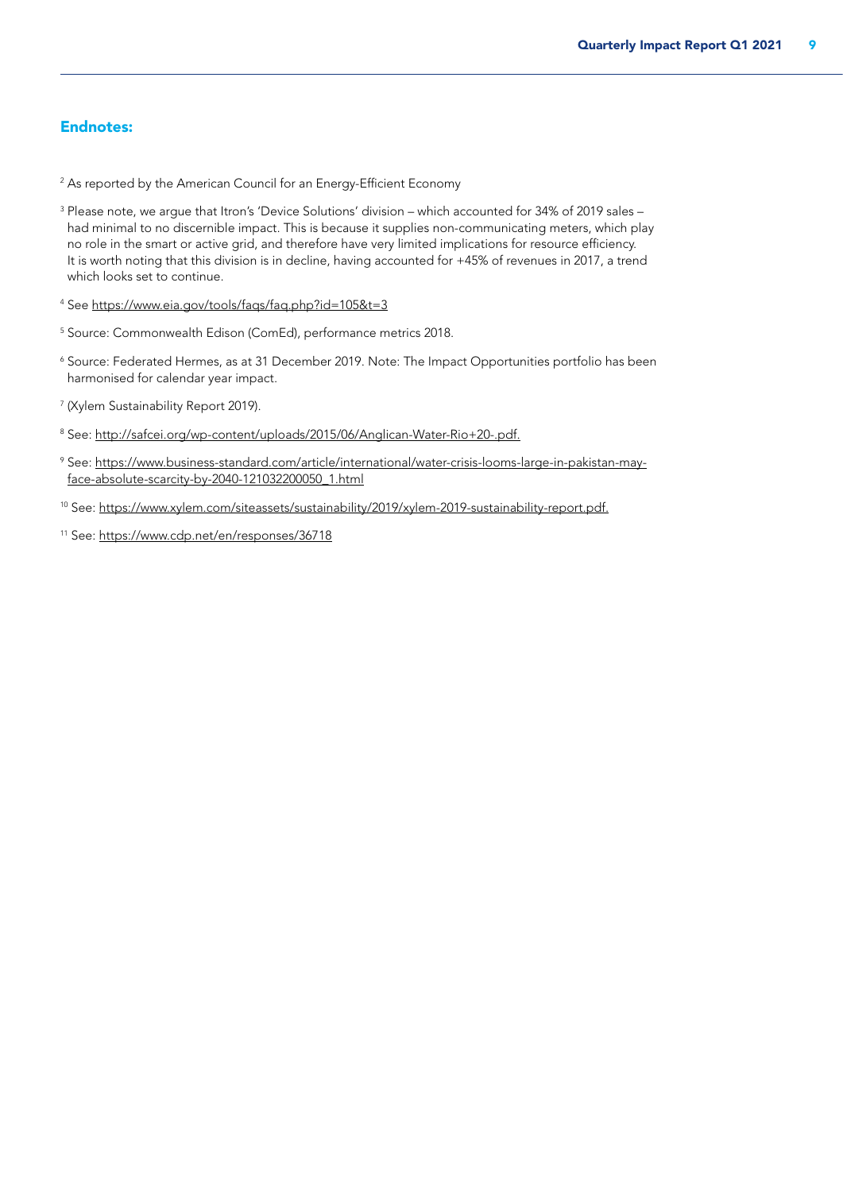## Endnotes:

[2] As reported by the American Council for an Energy-Efficient Economy

[3] Please note, we argue that Itron's 'Device Solutions' division – which accounted for 34% of 2019 sales – had minimal to no discernible impact. This is because it supplies non-communicating meters, which play no role in the smart or active grid, and therefore have very limited implications for resource efficiency. It is worth noting that this division is in decline, having accounted for +45% of revenues in 2017, a trend which looks set to continue.

[4] See https://www.eia.gov/tools/faqs/faq.php?id=105&t=3

[5] Source: Commonwealth Edison (ComEd), performance metrics 2018.

[6] Source: Federated Hermes, as at 31 December 2019. Note: The Impact Opportunities portfolio has been harmonised for calendar year impact.

[7] (Xylem Sustainability Report 2019).

[8] See: http://safcei.org/wp-content/uploads/2015/06/Anglican-Water-Rio+20-.pdf.

[9] See: https://www.business-standard.com/article/international/water-crisis-looms-large-in-pakistan-may-face-absolute-scarcity-by-2040-121032200050_1.html

[10] See: https://www.xylem.com/siteassets/sustainability/2019/xylem-2019-sustainability-report.pdf.

[11] See: https://www.cdp.net/en/responses/36718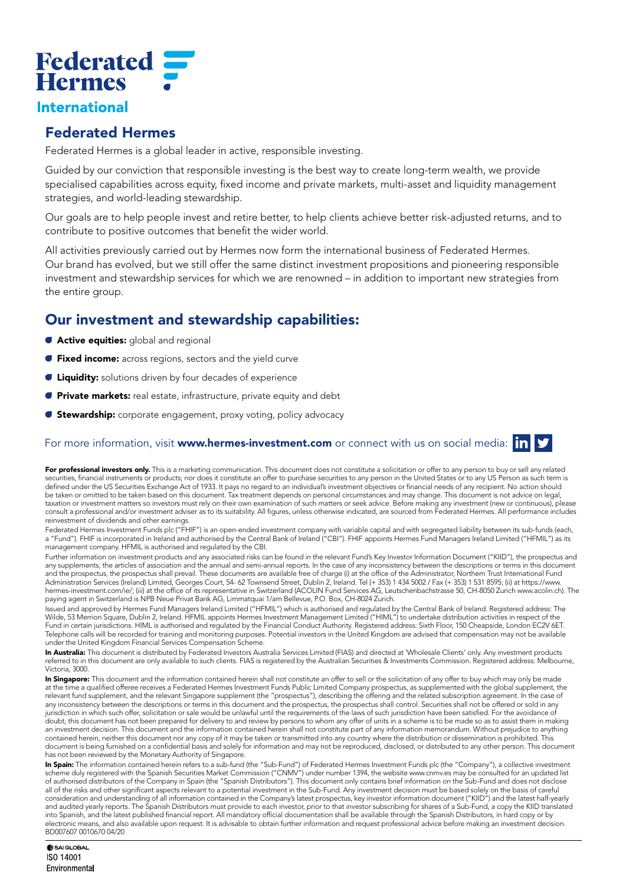Federated Hermes

International

## Federated Hermes

Federated Hermes is a global leader in active, responsible investing.

Guided by our conviction that responsible investing is the best way to create long-term wealth, we provide specialised capabilities across equity, fixed income and private markets, multi-asset and liquidity management strategies, and world-leading stewardship.

Our goals are to help people invest and retire better, to help clients achieve better risk-adjusted returns, and to contribute to positive outcomes that benefit the wider world.

All activities previously carried out by Hermes now form the international business of Federated Hermes. Our brand has evolved, but we still offer the same distinct investment propositions and pioneering responsible investment and stewardship services for which we are renowned – in addition to important new strategies from the entire group.

## Our investment and stewardship capabilities:

- **Active equities:** global and regional
- **Fixed income:** across regions, sectors and the yield curve
- **Liquidity:** solutions driven by four decades of experience
- **Private markets:** real estate, infrastructure, private equity and debt
- **Stewardship:** corporate engagement, proxy voting, policy advocacy

For more information, visit **www.hermes-investment.com** or connect with us on social media:

**For professional investors only.** This is a marketing communication. This document does not constitute a solicitation or offer to any person to buy or sell any related securities, financial instruments or products; nor does it constitute an offer to purchase securities to any person in the United States or to any US Person as such term is defined under the US Securities Exchange Act of 1933. It pays no regard to an individual's investment objectives or financial needs of any recipient. No action should be taken or omitted to be taken based on this document. Tax treatment depends on personal circumstances and may change. This document is not advice on legal, taxation or investment matters so investors must rely on their own examination of such matters or seek advice. Before making any investment (new or continuous), please consult a professional and/or investment adviser as to its suitability. All figures, unless otherwise indicated, are sourced from Federated Hermes. All performance includes reinvestment of dividends and other earnings.

Federated Hermes Investment Funds plc ("FHIF") is an open-ended investment company with variable capital and with segregated liability between its sub-funds (each, a "Fund"). FHIF is incorporated in Ireland and authorised by the Central Bank of Ireland ("CBI"). FHIF appoints Hermes Fund Managers Ireland Limited ("HFMIL") as its management company. HFMIL is authorised and regulated by the CBI.

Further information on investment products and any associated risks can be found in the relevant Fund's Key Investor Information Document ("KIID"), the prospectus and any supplements, the articles of association and the annual and semi-annual reports. In the case of any inconsistency between the descriptions or terms in this document and the prospectus, the prospectus shall prevail. These documents are available free of charge (i) at the office of the Administrator, Northern Trust International Fund Administration Services (Ireland) Limited, Georges Court, 54- 62 Townsend Street, Dublin 2, Ireland. Tel (+ 353) 1 434 5002 / Fax (+ 353) 1 531 8595; (ii) at https://www.hermes-investment.com/ie/; (iii) at the office of its representative in Switzerland (ACOLIN Fund Services AG, Leutschenbachstrasse 50, CH-8050 Zurich www.acolin.ch). The paying agent in Switzerland is NPB Neue Privat Bank AG, Limmatquai 1/am Bellevue, P.O. Box, CH-8024 Zurich.

Issued and approved by Hermes Fund Managers Ireland Limited ("HFMIL") which is authorised and regulated by the Central Bank of Ireland. Registered address: The Wilde, 53 Merrion Square, Dublin 2, Ireland. HFMIL appoints Hermes Investment Management Limited ("HIML") to undertake distribution activities in respect of the Fund in certain jurisdictions. HIML is authorised and regulated by the Financial Conduct Authority. Registered address: Sixth Floor, 150 Cheapside, London EC2V 6ET. Telephone calls will be recorded for training and monitoring purposes. Potential investors in the United Kingdom are advised that compensation may not be available under the United Kingdom Financial Services Compensation Scheme.

**In Australia:** This document is distributed by Federated Investors Australia Services Limited (FIAS) and directed at 'Wholesale Clients' only. Any investment products referred to in this document are only available to such clients. FIAS is registered by the Australian Securities & Investments Commission. Registered address: Melbourne, Victoria, 3000.

**In Singapore:** This document and the information contained herein shall not constitute an offer to sell or the solicitation of any offer to buy which may only be made at the time a qualified offeree receives a Federated Hermes Investment Funds Public Limited Company prospectus, as supplemented with the global supplement, the relevant fund supplement, and the relevant Singapore supplement (the "prospectus"), describing the offering and the related subscription agreement. In the case of any inconsistency between the descriptions or terms in this document and the prospectus, the prospectus shall control. Securities shall not be offered or sold in any jurisdiction in which such offer, solicitation or sale would be unlawful until the requirements of the laws of such jurisdiction have been satisfied. For the avoidance of doubt, this document has not been prepared for delivery to and review by persons to whom any offer of units in a scheme is to be made so as to assist them in making an investment decision. This document and the information contained herein shall not constitute part of any information memorandum. Without prejudice to anything contained herein, neither this document nor any copy of it may be taken or transmitted into any country where the distribution or dissemination is prohibited. This document is being furnished on a confidential basis and solely for information and may not be reproduced, disclosed, or distributed to any other person. This document has not been reviewed by the Monetary Authority of Singapore.

**In Spain:** The information contained herein refers to a sub-fund (the "Sub-Fund") of Federated Hermes Investment Funds plc (the "Company"), a collective investment scheme duly registered with the Spanish Securities Market Commission ("CNMV") under number 1394, the website www.cnmv.es may be consulted for an updated list of authorised distributors of the Company in Spain (the "Spanish Distributors"). This document only contains brief information on the Sub-Fund and does not disclose all of the risks and other significant aspects relevant to a potential investment in the Sub-Fund. Any investment decision must be based solely on the basis of careful consideration and understanding of all information contained in the Company's latest prospectus, key investor information document ("KIID") and the latest half-yearly and audited yearly reports. The Spanish Distributors must provide to each investor, prior to that investor subscribing for shares of a Sub-Fund, a copy the KIID translated into Spanish, and the latest published financial report. All mandatory official documentation shall be available through the Spanish Distributors, in hard copy or by electronic means, and also available upon request. It is advisable to obtain further information and request professional advice before making an investment decision.
BD007607 0010670 04/20

SAI GLOBAL
ISO 14001
Environmental